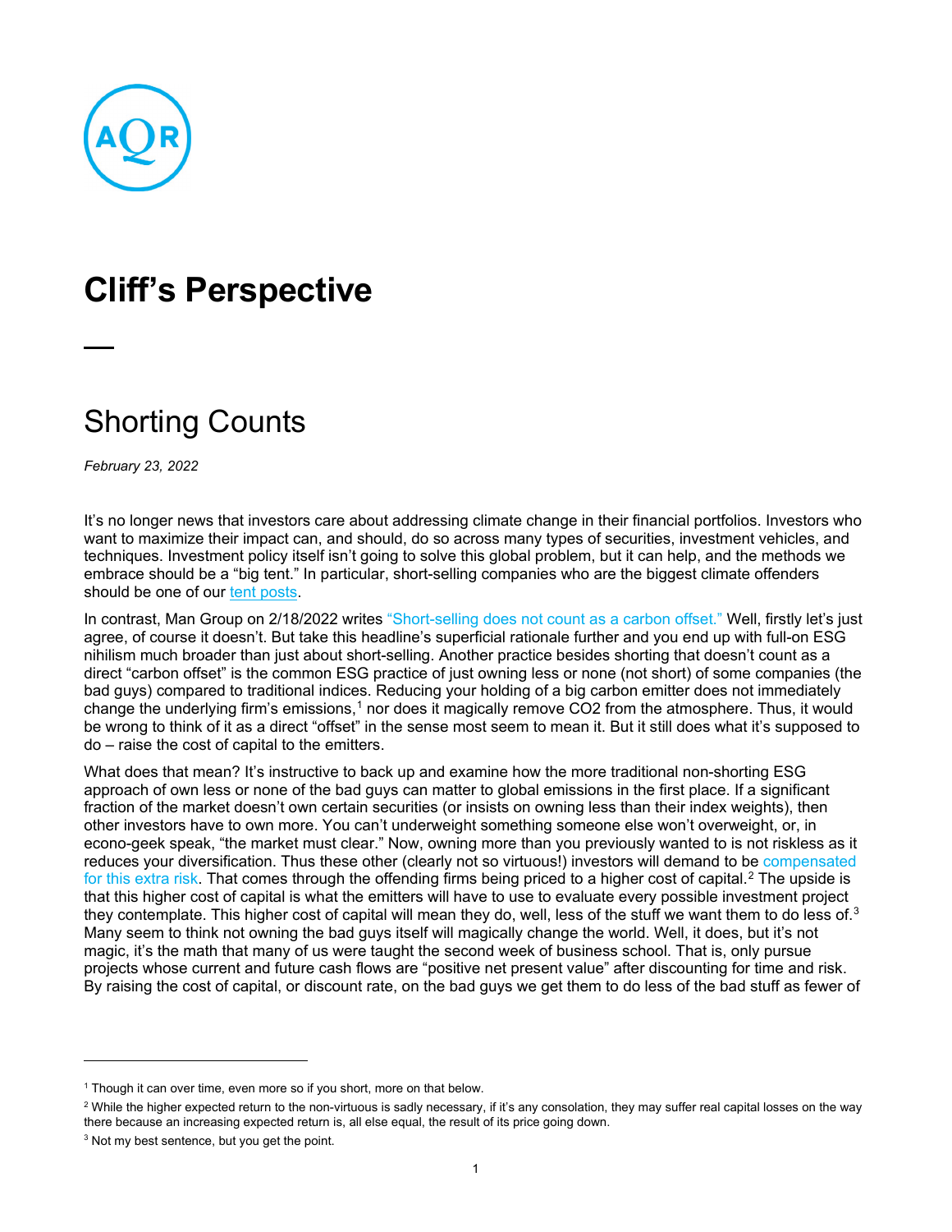# Cliff's Perspective

—

## Shorting Counts

*February 23, 2022*

It's no longer news that investors care about addressing climate change in their financial portfolios. Investors who want to maximize their impact can, and should, do so across many types of securities, investment vehicles, and techniques. Investment policy itself isn't going to solve this global problem, but it can help, and the methods we embrace should be a "big tent." In particular, short-selling companies who are the biggest climate offenders should be one of our tent posts.

In contrast, Man Group on 2/18/2022 writes "Short-selling does not count as a carbon offset." Well, firstly let's just agree, of course it doesn't. But take this headline's superficial rationale further and you end up with full-on ESG nihilism much broader than just about short-selling. Another practice besides shorting that doesn't count as a direct "carbon offset" is the common ESG practice of just owning less or none (not short) of some companies (the bad guys) compared to traditional indices. Reducing your holding of a big carbon emitter does not immediately change the underlying firm's emissions,[1] nor does it magically remove CO2 from the atmosphere. Thus, it would be wrong to think of it as a direct "offset" in the sense most seem to mean it. But it still does what it's supposed to do – raise the cost of capital to the emitters.

What does that mean? It's instructive to back up and examine how the more traditional non-shorting ESG approach of own less or none of the bad guys can matter to global emissions in the first place. If a significant fraction of the market doesn't own certain securities (or insists on owning less than their index weights), then other investors have to own more. You can't underweight something someone else won't overweight, or, in econo-geek speak, "the market must clear." Now, owning more than you previously wanted to is not riskless as it reduces your diversification. Thus these other (clearly not so virtuous!) investors will demand to be compensated for this extra risk. That comes through the offending firms being priced to a higher cost of capital.[2] The upside is that this higher cost of capital is what the emitters will have to use to evaluate every possible investment project they contemplate. This higher cost of capital will mean they do, well, less of the stuff we want them to do less of.[3] Many seem to think not owning the bad guys itself will magically change the world. Well, it does, but it's not magic, it's the math that many of us were taught the second week of business school. That is, only pursue projects whose current and future cash flows are "positive net present value" after discounting for time and risk. By raising the cost of capital, or discount rate, on the bad guys we get them to do less of the bad stuff as fewer of

---

[1] Though it can over time, even more so if you short, more on that below.

[2] While the higher expected return to the non-virtuous is sadly necessary, if it's any consolation, they may suffer real capital losses on the way there because an increasing expected return is, all else equal, the result of its price going down.

[3] Not my best sentence, but you get the point.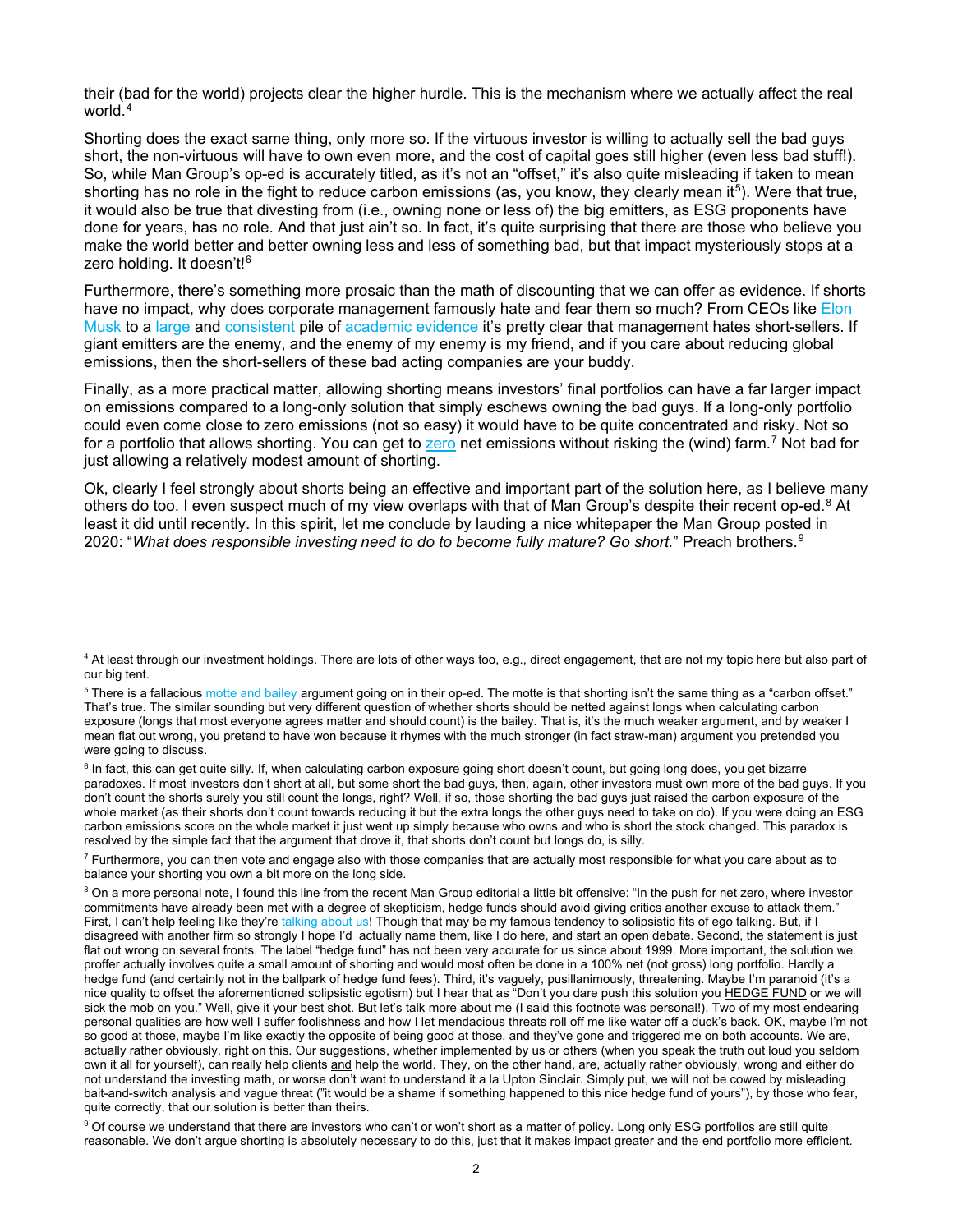their (bad for the world) projects clear the higher hurdle. This is the mechanism where we actually affect the real world.[4]

Shorting does the exact same thing, only more so. If the virtuous investor is willing to actually sell the bad guys short, the non-virtuous will have to own even more, and the cost of capital goes still higher (even less bad stuff!). So, while Man Group's op-ed is accurately titled, as it's not an "offset," it's also quite misleading if taken to mean shorting has no role in the fight to reduce carbon emissions (as, you know, they clearly mean it[5]). Were that true, it would also be true that divesting from (i.e., owning none or less of) the big emitters, as ESG proponents have done for years, has no role. And that just ain't so. In fact, it's quite surprising that there are those who believe you make the world better and better owning less and less of something bad, but that impact mysteriously stops at a zero holding. It doesn't![6]

Furthermore, there's something more prosaic than the math of discounting that we can offer as evidence. If shorts have no impact, why does corporate management famously hate and fear them so much? From CEOs like Elon Musk to a large and consistent pile of academic evidence it's pretty clear that management hates short-sellers. If giant emitters are the enemy, and the enemy of my enemy is my friend, and if you care about reducing global emissions, then the short-sellers of these bad acting companies are your buddy.

Finally, as a more practical matter, allowing shorting means investors' final portfolios can have a far larger impact on emissions compared to a long-only solution that simply eschews owning the bad guys. If a long-only portfolio could even come close to zero emissions (not so easy) it would have to be quite concentrated and risky. Not so for a portfolio that allows shorting. You can get to zero net emissions without risking the (wind) farm.[7] Not bad for just allowing a relatively modest amount of shorting.

Ok, clearly I feel strongly about shorts being an effective and important part of the solution here, as I believe many others do too. I even suspect much of my view overlaps with that of Man Group's despite their recent op-ed.[8] At least it did until recently. In this spirit, let me conclude by lauding a nice whitepaper the Man Group posted in 2020: "*What does responsible investing need to do to become fully mature? Go short.*" Preach brothers.[9]

---

[4] At least through our investment holdings. There are lots of other ways too, e.g., direct engagement, that are not my topic here but also part of our big tent.

[5] There is a fallacious motte and bailey argument going on in their op-ed. The motte is that shorting isn't the same thing as a "carbon offset." That's true. The similar sounding but very different question of whether shorts should be netted against longs when calculating carbon exposure (longs that most everyone agrees matter and should count) is the bailey. That is, it's the much weaker argument, and by weaker I mean flat out wrong, you pretend to have won because it rhymes with the much stronger (in fact straw-man) argument you pretended you were going to discuss.

[6] In fact, this can get quite silly. If, when calculating carbon exposure going short doesn't count, but going long does, you get bizarre paradoxes. If most investors don't short at all, but some short the bad guys, then, again, other investors must own more of the bad guys. If you don't count the shorts surely you still count the longs, right? Well, if so, those shorting the bad guys just raised the carbon exposure of the whole market (as their shorts don't count towards reducing it but the extra longs the other guys need to take on do). If you were doing an ESG carbon emissions score on the whole market it just went up simply because who owns and who is short the stock changed. This paradox is resolved by the simple fact that the argument that drove it, that shorts don't count but longs do, is silly.

[7] Furthermore, you can then vote and engage also with those companies that are actually most responsible for what you care about as to balance your shorting you own a bit more on the long side.

[8] On a more personal note, I found this line from the recent Man Group editorial a little bit offensive: "In the push for net zero, where investor commitments have already been met with a degree of skepticism, hedge funds should avoid giving critics another excuse to attack them." First, I can't help feeling like they're talking about us! Though that may be my famous tendency to solipsistic fits of ego talking. But, if I disagreed with another firm so strongly I hope I'd actually name them, like I do here, and start an open debate. Second, the statement is just flat out wrong on several fronts. The label "hedge fund" has not been very accurate for us since about 1999. More important, the solution we proffer actually involves quite a small amount of shorting and would most often be done in a 100% net (not gross) long portfolio. Hardly a hedge fund (and certainly not in the ballpark of hedge fund fees). Third, it's vaguely, pusillanimously, threatening. Maybe I'm paranoid (it's a nice quality to offset the aforementioned solipsistic egotism) but I hear that as "Don't you dare push this solution you HEDGE FUND or we will sick the mob on you." Well, give it your best shot. But let's talk more about me (I said this footnote was personal!). Two of my most endearing personal qualities are how well I suffer foolishness and how I let mendacious threats roll off me like water off a duck's back. OK, maybe I'm not so good at those, maybe I'm like exactly the opposite of being good at those, and they've gone and triggered me on both accounts. We are, actually rather obviously, right on this. Our suggestions, whether implemented by us or others (when you speak the truth out loud you seldom own it all for yourself), can really help clients and help the world. They, on the other hand, are, actually rather obviously, wrong and either do not understand the investing math, or worse don't want to understand it a la Upton Sinclair. Simply put, we will not be cowed by misleading bait-and-switch analysis and vague threat ("it would be a shame if something happened to this nice hedge fund of yours"), by those who fear, quite correctly, that our solution is better than theirs.

[9] Of course we understand that there are investors who can't or won't short as a matter of policy. Long only ESG portfolios are still quite reasonable. We don't argue shorting is absolutely necessary to do this, just that it makes impact greater and the end portfolio more efficient.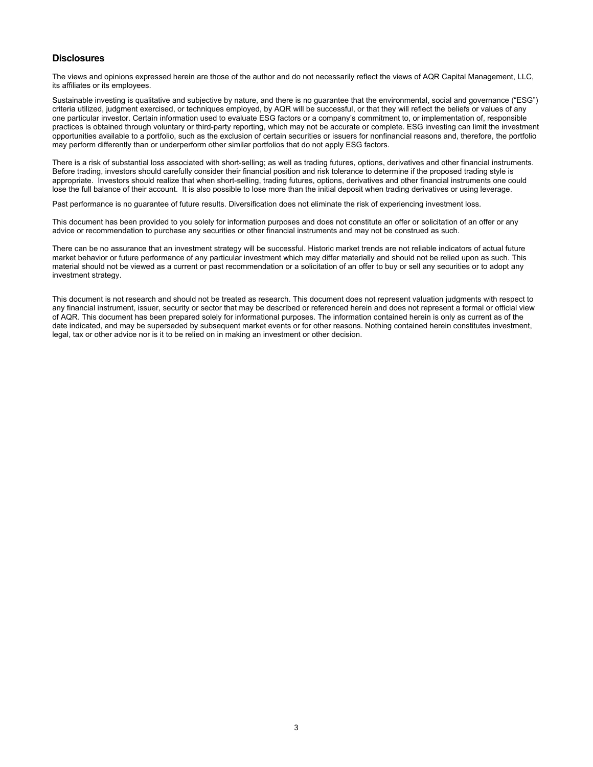## Disclosures

The views and opinions expressed herein are those of the author and do not necessarily reflect the views of AQR Capital Management, LLC, its affiliates or its employees.

Sustainable investing is qualitative and subjective by nature, and there is no guarantee that the environmental, social and governance ("ESG") criteria utilized, judgment exercised, or techniques employed, by AQR will be successful, or that they will reflect the beliefs or values of any one particular investor. Certain information used to evaluate ESG factors or a company's commitment to, or implementation of, responsible practices is obtained through voluntary or third-party reporting, which may not be accurate or complete. ESG investing can limit the investment opportunities available to a portfolio, such as the exclusion of certain securities or issuers for nonfinancial reasons and, therefore, the portfolio may perform differently than or underperform other similar portfolios that do not apply ESG factors.

There is a risk of substantial loss associated with short-selling; as well as trading futures, options, derivatives and other financial instruments. Before trading, investors should carefully consider their financial position and risk tolerance to determine if the proposed trading style is appropriate. Investors should realize that when short-selling, trading futures, options, derivatives and other financial instruments one could lose the full balance of their account. It is also possible to lose more than the initial deposit when trading derivatives or using leverage.

Past performance is no guarantee of future results. Diversification does not eliminate the risk of experiencing investment loss.

This document has been provided to you solely for information purposes and does not constitute an offer or solicitation of an offer or any advice or recommendation to purchase any securities or other financial instruments and may not be construed as such.

There can be no assurance that an investment strategy will be successful. Historic market trends are not reliable indicators of actual future market behavior or future performance of any particular investment which may differ materially and should not be relied upon as such. This material should not be viewed as a current or past recommendation or a solicitation of an offer to buy or sell any securities or to adopt any investment strategy.

This document is not research and should not be treated as research. This document does not represent valuation judgments with respect to any financial instrument, issuer, security or sector that may be described or referenced herein and does not represent a formal or official view of AQR. This document has been prepared solely for informational purposes. The information contained herein is only as current as of the date indicated, and may be superseded by subsequent market events or for other reasons. Nothing contained herein constitutes investment, legal, tax or other advice nor is it to be relied on in making an investment or other decision.